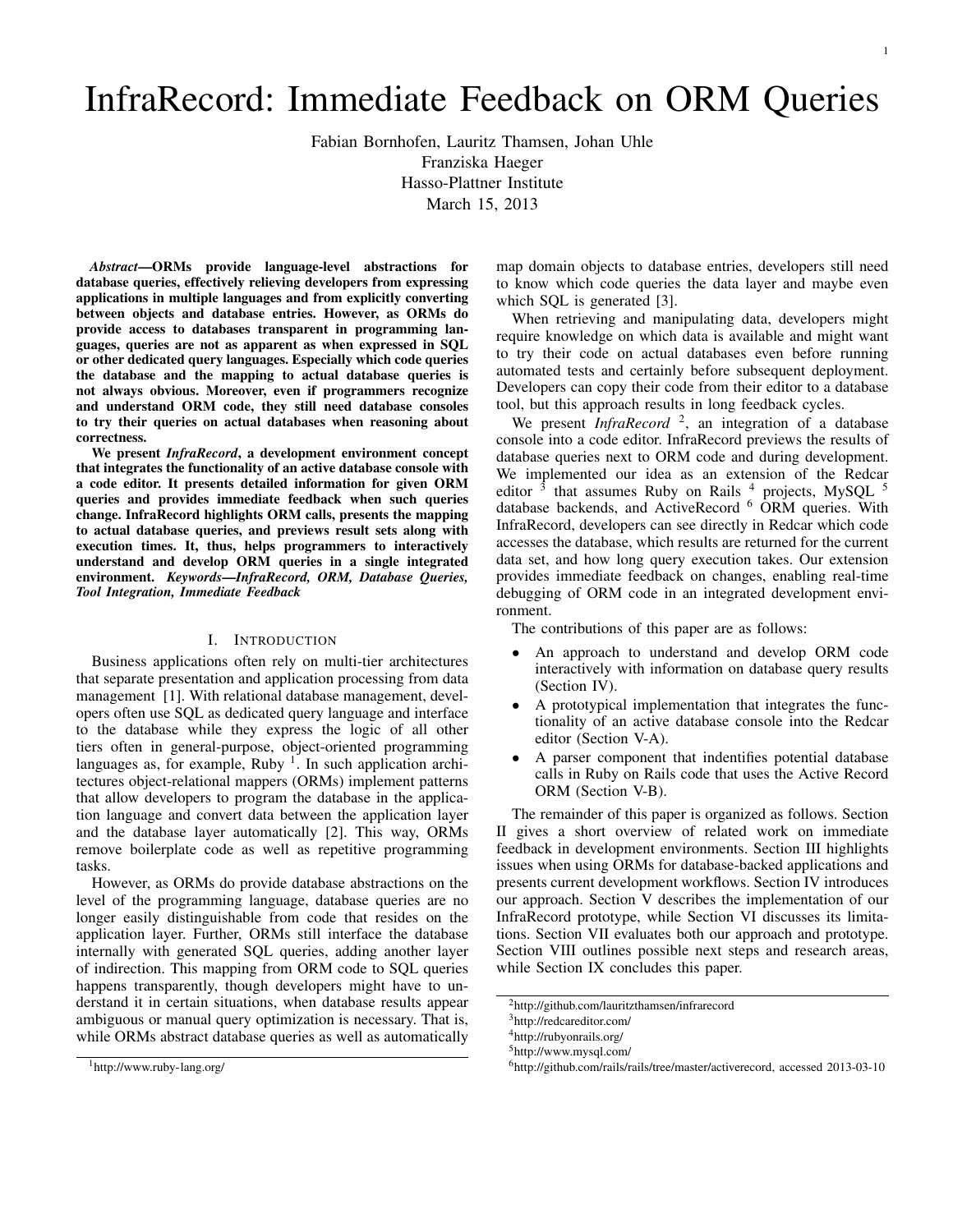# InfraRecord: Immediate Feedback on ORM Queries

Fabian Bornhofen, Lauritz Thamsen, Johan Uhle
Franziska Haeger
Hasso-Plattner Institute
March 15, 2013

***Abstract*—ORMs provide language-level abstractions for database queries, effectively relieving developers from expressing applications in multiple languages and from explicitly converting between objects and database entries. However, as ORMs do provide access to databases transparent in programming languages, queries are not as apparent as when expressed in SQL or other dedicated query languages. Especially which code queries the database and the mapping to actual database queries is not always obvious. Moreover, even if programmers recognize and understand ORM code, they still need database consoles to try their queries on actual databases when reasoning about correctness.**

**We present *InfraRecord*, a development environment concept that integrates the functionality of an active database console with a code editor. It presents detailed information for given ORM queries and provides immediate feedback when such queries change. InfraRecord highlights ORM calls, presents the mapping to actual database queries, and previews result sets along with execution times. It, thus, helps programmers to interactively understand and develop ORM queries in a single integrated environment.** ***Keywords*—*InfraRecord, ORM, Database Queries, Tool Integration, Immediate Feedback***

## I. Introduction

Business applications often rely on multi-tier architectures that separate presentation and application processing from data management [1]. With relational database management, developers often use SQL as dedicated query language and interface to the database while they express the logic of all other tiers often in general-purpose, object-oriented programming languages as, for example, Ruby [1]. In such application architectures object-relational mappers (ORMs) implement patterns that allow developers to program the database in the application language and convert data between the application layer and the database layer automatically [2]. This way, ORMs remove boilerplate code as well as repetitive programming tasks.

However, as ORMs do provide database abstractions on the level of the programming language, database queries are no longer easily distinguishable from code that resides on the application layer. Further, ORMs still interface the database internally with generated SQL queries, adding another layer of indirection. This mapping from ORM code to SQL queries happens transparently, though developers might have to understand it in certain situations, when database results appear ambiguous or manual query optimization is necessary. That is, while ORMs abstract database queries as well as automatically map domain objects to database entries, developers still need to know which code queries the data layer and maybe even which SQL is generated [3].

When retrieving and manipulating data, developers might require knowledge on which data is available and might want to try their code on actual databases even before running automated tests and certainly before subsequent deployment. Developers can copy their code from their editor to a database tool, but this approach results in long feedback cycles.

We present *InfraRecord* [2], an integration of a database console into a code editor. InfraRecord previews the results of database queries next to ORM code and during development. We implemented our idea as an extension of the Redcar editor [3] that assumes Ruby on Rails [4] projects, MySQL [5] database backends, and ActiveRecord [6] ORM queries. With InfraRecord, developers can see directly in Redcar which code accesses the database, which results are returned for the current data set, and how long query execution takes. Our extension provides immediate feedback on changes, enabling real-time debugging of ORM code in an integrated development environment.

The contributions of this paper are as follows:

- An approach to understand and develop ORM code interactively with information on database query results (Section IV).
- A prototypical implementation that integrates the functionality of an active database console into the Redcar editor (Section V-A).
- A parser component that indentifies potential database calls in Ruby on Rails code that uses the Active Record ORM (Section V-B).

The remainder of this paper is organized as follows. Section II gives a short overview of related work on immediate feedback in development environments. Section III highlights issues when using ORMs for database-backed applications and presents current development workflows. Section IV introduces our approach. Section V describes the implementation of our InfraRecord prototype, while Section VI discusses its limitations. Section VII evaluates both our approach and prototype. Section VIII outlines possible next steps and research areas, while Section IX concludes this paper.

[1] http://www.ruby-lang.org/

[2] http://github.com/lauritzthamsen/infrarecord

[3] http://redcareditor.com/

[4] http://rubyonrails.org/

[5] http://www.mysql.com/

[6] http://github.com/rails/rails/tree/master/activerecord, accessed 2013-03-10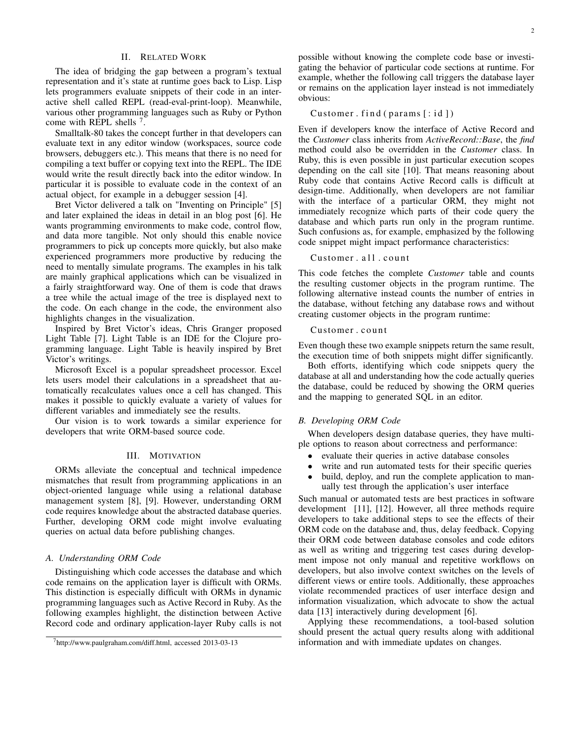## II. Related Work

The idea of bridging the gap between a program's textual representation and it's state at runtime goes back to Lisp. Lisp lets programmers evaluate snippets of their code in an interactive shell called REPL (read-eval-print-loop). Meanwhile, various other programming languages such as Ruby or Python come with REPL shells [7].

Smalltalk-80 takes the concept further in that developers can evaluate text in any editor window (workspaces, source code browsers, debuggers etc.). This means that there is no need for compiling a text buffer or copying text into the REPL. The IDE would write the result directly back into the editor window. In particular it is possible to evaluate code in the context of an actual object, for example in a debugger session [4].

Bret Victor delivered a talk on "Inventing on Principle" [5] and later explained the ideas in detail in an blog post [6]. He wants programming environments to make code, control flow, and data more tangible. Not only should this enable novice programmers to pick up concepts more quickly, but also make experienced programmers more productive by reducing the need to mentally simulate programs. The examples in his talk are mainly graphical applications which can be visualized in a fairly straightforward way. One of them is code that draws a tree while the actual image of the tree is displayed next to the code. On each change in the code, the environment also highlights changes in the visualization.

Inspired by Bret Victor's ideas, Chris Granger proposed Light Table [7]. Light Table is an IDE for the Clojure programming language. Light Table is heavily inspired by Bret Victor's writings.

Microsoft Excel is a popular spreadsheet processor. Excel lets users model their calculations in a spreadsheet that automatically recalculates values once a cell has changed. This makes it possible to quickly evaluate a variety of values for different variables and immediately see the results.

Our vision is to work towards a similar experience for developers that write ORM-based source code.

## III. Motivation

ORMs alleviate the conceptual and technical impedence mismatches that result from programming applications in an object-oriented language while using a relational database management system [8], [9]. However, understanding ORM code requires knowledge about the abstracted database queries. Further, developing ORM code might involve evaluating queries on actual data before publishing changes.

### A. Understanding ORM Code

Distinguishing which code accesses the database and which code remains on the application layer is difficult with ORMs. This distinction is especially difficult with ORMs in dynamic programming languages such as Active Record in Ruby. As the following examples highlight, the distinction between Active Record code and ordinary application-layer Ruby calls is not possible without knowing the complete code base or investigating the behavior of particular code sections at runtime. For example, whether the following call triggers the database layer or remains on the application layer instead is not immediately obvious:

```
Customer.find(params[:id])
```

Even if developers know the interface of Active Record and the *Customer* class inherits from *ActiveRecord::Base*, the *find* method could also be overridden in the *Customer* class. In Ruby, this is even possible in just particular execution scopes depending on the call site [10]. That means reasoning about Ruby code that contains Active Record calls is difficult at design-time. Additionally, when developers are not familiar with the interface of a particular ORM, they might not immediately recognize which parts of their code query the database and which parts run only in the program runtime. Such confusions as, for example, emphasized by the following code snippet might impact performance characteristics:

```
Customer.all.count
```

This code fetches the complete *Customer* table and counts the resulting customer objects in the program runtime. The following alternative instead counts the number of entries in the database, without fetching any database rows and without creating customer objects in the program runtime:

```
Customer.count
```

Even though these two example snippets return the same result, the execution time of both snippets might differ significantly.

Both efforts, identifying which code snippets query the database at all and understanding how the code actually queries the database, could be reduced by showing the ORM queries and the mapping to generated SQL in an editor.

### B. Developing ORM Code

When developers design database queries, they have multiple options to reason about correctness and performance:

- evaluate their queries in active database consoles
- write and run automated tests for their specific queries
- build, deploy, and run the complete application to manually test through the application's user interface

Such manual or automated tests are best practices in software development [11], [12]. However, all three methods require developers to take additional steps to see the effects of their ORM code on the database and, thus, delay feedback. Copying their ORM code between database consoles and code editors as well as writing and triggering test cases during development impose not only manual and repetitive workflows on developers, but also involve context switches on the levels of different views or entire tools. Additionally, these approaches violate recommended practices of user interface design and information visualization, which advocate to show the actual data [13] interactively during development [6].

Applying these recommendations, a tool-based solution should present the actual query results along with additional information and with immediate updates on changes.

[7] http://www.paulgraham.com/diff.html, accessed 2013-03-13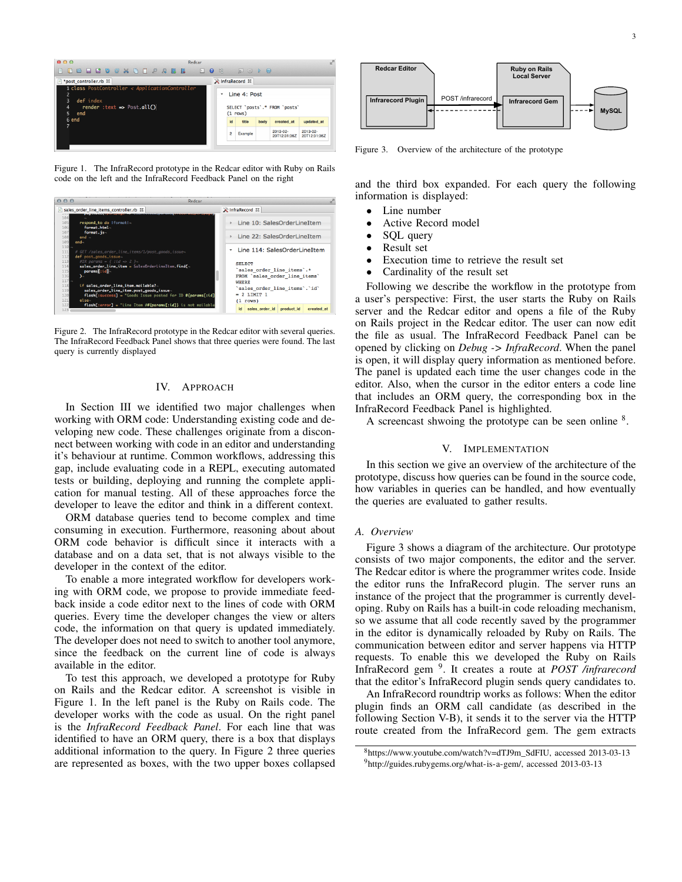Figure 1. The InfraRecord prototype in the Redcar editor with Ruby on Rails code on the left and the InfraRecord Feedback Panel on the right

Figure 2. The InfraRecord prototype in the Redcar editor with several queries. The InfraRecord Feedback Panel shows that three queries were found. The last query is currently displayed

## IV. Approach

In Section III we identified two major challenges when working with ORM code: Understanding existing code and developing new code. These challenges originate from a disconnect between working with code in an editor and understanding it's behaviour at runtime. Common workflows, addressing this gap, include evaluating code in a REPL, executing automated tests or building, deploying and running the complete application for manual testing. All of these approaches force the developer to leave the editor and think in a different context.

ORM database queries tend to become complex and time consuming in execution. Furthermore, reasoning about about ORM code behavior is difficult since it interacts with a database and on a data set, that is not always visible to the developer in the context of the editor.

To enable a more integrated workflow for developers working with ORM code, we propose to provide immediate feedback inside a code editor next to the lines of code with ORM queries. Every time the developer changes the view or alters code, the information on that query is updated immediately. The developer does not need to switch to another tool anymore, since the feedback on the current line of code is always available in the editor.

To test this approach, we developed a prototype for Ruby on Rails and the Redcar editor. A screenshot is visible in Figure 1. In the left panel is the Ruby on Rails code. The developer works with the code as usual. On the right panel is the *InfraRecord Feedback Panel*. For each line that was identified to have an ORM query, there is a box that displays additional information to the query. In Figure 2 three queries are represented as boxes, with the two upper boxes collapsed and the third box expanded. For each query the following information is displayed:

- Line number
- Active Record model
- SQL query
- Result set
- Execution time to retrieve the result set
- Cardinality of the result set

Following we describe the workflow in the prototype from a user's perspective: First, the user starts the Ruby on Rails server and the Redcar editor and opens a file of the Ruby on Rails project in the Redcar editor. The user can now edit the file as usual. The InfraRecord Feedback Panel can be opened by clicking on *Debug* -> *InfraRecord*. When the panel is open, it will display query information as mentioned before. The panel is updated each time the user changes code in the editor. Also, when the cursor in the editor enters a code line that includes an ORM query, the corresponding box in the InfraRecord Feedback Panel is highlighted.

A screencast shwoing the prototype can be seen online [8].

Figure 3. Overview of the architecture of the prototype

## V. Implementation

In this section we give an overview of the architecture of the prototype, discuss how queries can be found in the source code, how variables in queries can be handled, and how eventually the queries are evaluated to gather results.

### A. Overview

Figure 3 shows a diagram of the architecture. Our prototype consists of two major components, the editor and the server. The Redcar editor is where the programmer writes code. Inside the editor runs the InfraRecord plugin. The server runs an instance of the project that the programmer is currently developing. Ruby on Rails has a built-in code reloading mechanism, so we assume that all code recently saved by the programmer in the editor is dynamically reloaded by Ruby on Rails. The communication between editor and server happens via HTTP requests. To enable this we developed the Ruby on Rails InfraRecord gem [9]. It creates a route at *POST /infrarecord* that the editor's InfraRecord plugin sends query candidates to.

An InfraRecord roundtrip works as follows: When the editor plugin finds an ORM call candidate (as described in the following Section V-B), it sends it to the server via the HTTP route created from the InfraRecord gem. The gem extracts

[8] https://www.youtube.com/watch?v=dTJ9m_SdFIU, accessed 2013-03-13

[9] http://guides.rubygems.org/what-is-a-gem/, accessed 2013-03-13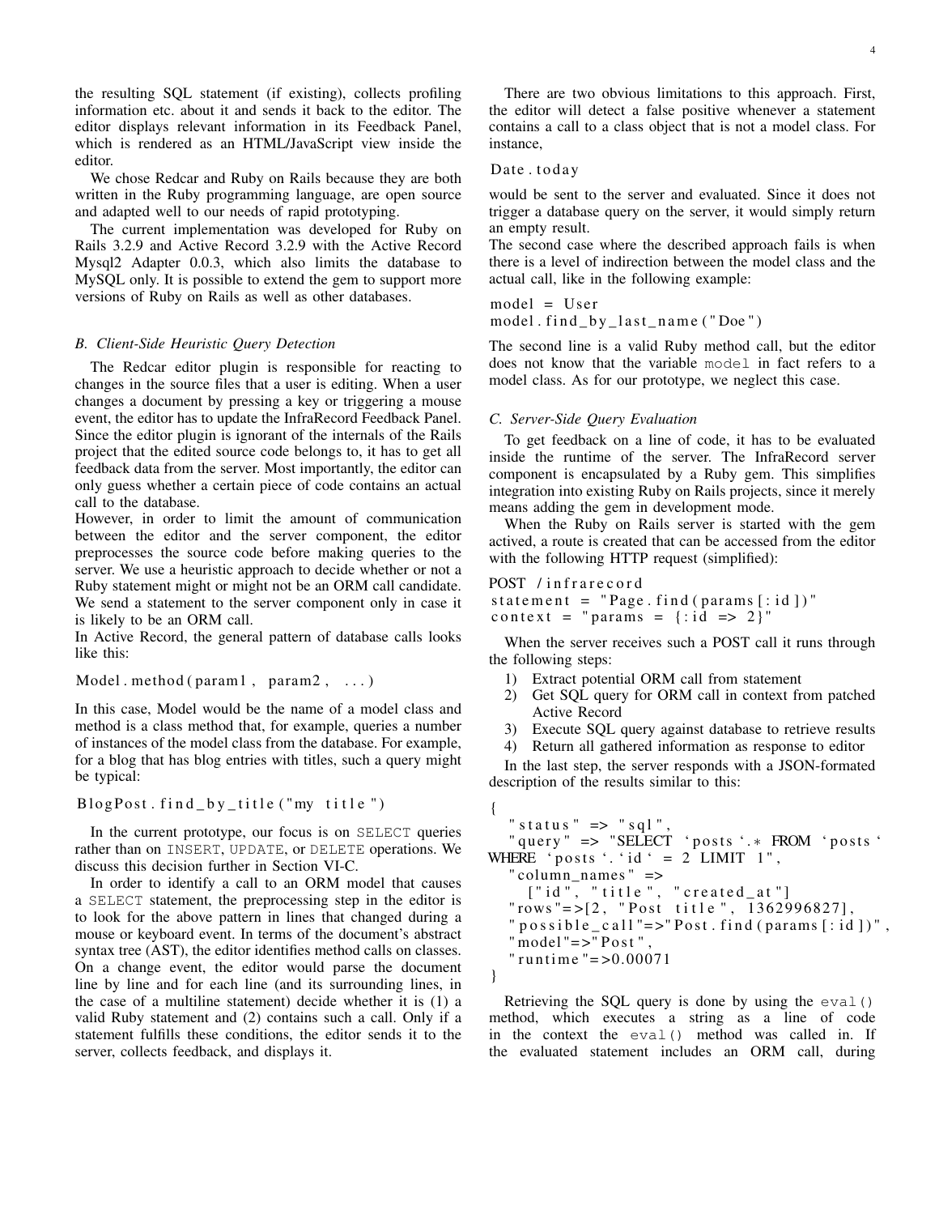the resulting SQL statement (if existing), collects profiling information etc. about it and sends it back to the editor. The editor displays relevant information in its Feedback Panel, which is rendered as an HTML/JavaScript view inside the editor.

We chose Redcar and Ruby on Rails because they are both written in the Ruby programming language, are open source and adapted well to our needs of rapid prototyping.

The current implementation was developed for Ruby on Rails 3.2.9 and Active Record 3.2.9 with the Active Record Mysql2 Adapter 0.0.3, which also limits the database to MySQL only. It is possible to extend the gem to support more versions of Ruby on Rails as well as other databases.

### *B. Client-Side Heuristic Query Detection*

The Redcar editor plugin is responsible for reacting to changes in the source files that a user is editing. When a user changes a document by pressing a key or triggering a mouse event, the editor has to update the InfraRecord Feedback Panel. Since the editor plugin is ignorant of the internals of the Rails project that the edited source code belongs to, it has to get all feedback data from the server. Most importantly, the editor can only guess whether a certain piece of code contains an actual call to the database.

However, in order to limit the amount of communication between the editor and the server component, the editor preprocesses the source code before making queries to the server. We use a heuristic approach to decide whether or not a Ruby statement might or might not be an ORM call candidate. We send a statement to the server component only in case it is likely to be an ORM call.

In Active Record, the general pattern of database calls looks like this:

```
Model.method(param1, param2, ...)
```

In this case, Model would be the name of a model class and method is a class method that, for example, queries a number of instances of the model class from the database. For example, for a blog that has blog entries with titles, such a query might be typical:

```
BlogPost.find_by_title("my title")
```

In the current prototype, our focus is on `SELECT` queries rather than on `INSERT`, `UPDATE`, or `DELETE` operations. We discuss this decision further in Section VI-C.

In order to identify a call to an ORM model that causes a `SELECT` statement, the preprocessing step in the editor is to look for the above pattern in lines that changed during a mouse or keyboard event. In terms of the document's abstract syntax tree (AST), the editor identifies method calls on classes. On a change event, the editor would parse the document line by line and for each line (and its surrounding lines, in the case of a multiline statement) decide whether it is (1) a valid Ruby statement and (2) contains such a call. Only if a statement fulfills these conditions, the editor sends it to the server, collects feedback, and displays it.

There are two obvious limitations to this approach. First, the editor will detect a false positive whenever a statement contains a call to a class object that is not a model class. For instance,

```
Date.today
```

would be sent to the server and evaluated. Since it does not trigger a database query on the server, it would simply return an empty result.

The second case where the described approach fails is when there is a level of indirection between the model class and the actual call, like in the following example:

```
model = User
model.find_by_last_name("Doe")
```

The second line is a valid Ruby method call, but the editor does not know that the variable `model` in fact refers to a model class. As for our prototype, we neglect this case.

### *C. Server-Side Query Evaluation*

To get feedback on a line of code, it has to be evaluated inside the runtime of the server. The InfraRecord server component is encapsulated by a Ruby gem. This simplifies integration into existing Ruby on Rails projects, since it merely means adding the gem in development mode.

When the Ruby on Rails server is started with the gem actived, a route is created that can be accessed from the editor with the following HTTP request (simplified):

```
POST /infrarecord
statement = "Page.find(params[:id])"
context = "params = {:id => 2}"
```

When the server receives such a POST call it runs through the following steps:

1) Extract potential ORM call from statement
2) Get SQL query for ORM call in context from patched Active Record
3) Execute SQL query against database to retrieve results
4) Return all gathered information as response to editor

In the last step, the server responds with a JSON-formated description of the results similar to this:

```
{
  "status" => "sql",
  "query" => "SELECT `posts`.* FROM `posts`
WHERE `posts`.`id` = 2 LIMIT 1",
  "column_names" =>
     ["id", "title", "created_at"]
  "rows"=>[2, "Post title", 1362996827],
  "possible_call"=>"Post.find(params[:id])",
  "model"=>"Post",
  "runtime"=>0.00071
}
```

Retrieving the SQL query is done by using the `eval()` method, which executes a string as a line of code in the context the `eval()` method was called in. If the evaluated statement includes an ORM call, during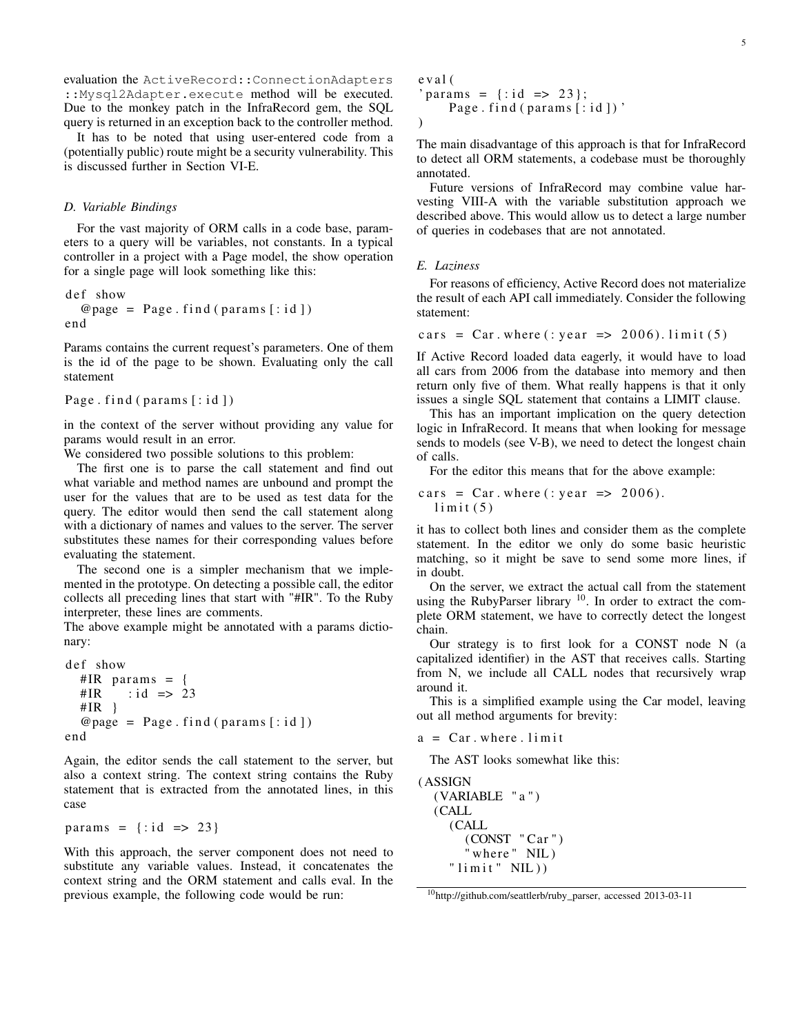evaluation the `ActiveRecord::ConnectionAdapters::Mysql2Adapter.execute` method will be executed. Due to the monkey patch in the InfraRecord gem, the SQL query is returned in an exception back to the controller method.

It has to be noted that using user-entered code from a (potentially public) route might be a security vulnerability. This is discussed further in Section VI-E.

### D. Variable Bindings

For the vast majority of ORM calls in a code base, parameters to a query will be variables, not constants. In a typical controller in a project with a Page model, the show operation for a single page will look something like this:

```
def show
  @page = Page.find(params[:id])
end
```

Params contains the current request's parameters. One of them is the id of the page to be shown. Evaluating only the call statement

```
Page.find(params[:id])
```

in the context of the server without providing any value for params would result in an error.

We considered two possible solutions to this problem:

The first one is to parse the call statement and find out what variable and method names are unbound and prompt the user for the values that are to be used as test data for the query. The editor would then send the call statement along with a dictionary of names and values to the server. The server substitutes these names for their corresponding values before evaluating the statement.

The second one is a simpler mechanism that we implemented in the prototype. On detecting a possible call, the editor collects all preceding lines that start with "#IR". To the Ruby interpreter, these lines are comments.

The above example might be annotated with a params dictionary:

```
def show
  #IR params = {
  #IR   :id => 23
  #IR }
  @page = Page.find(params[:id])
end
```

Again, the editor sends the call statement to the server, but also a context string. The context string contains the Ruby statement that is extracted from the annotated lines, in this case

```
params = {:id => 23}
```

With this approach, the server component does not need to substitute any variable values. Instead, it concatenates the context string and the ORM statement and calls eval. In the previous example, the following code would be run:

```
eval(
'params = {:id => 23};
   Page.find(params[:id])'
)
```

The main disadvantage of this approach is that for InfraRecord to detect all ORM statements, a codebase must be thoroughly annotated.

Future versions of InfraRecord may combine value harvesting VIII-A with the variable substitution approach we described above. This would allow us to detect a large number of queries in codebases that are not annotated.

### E. Laziness

For reasons of efficiency, Active Record does not materialize the result of each API call immediately. Consider the following statement:

```
cars = Car.where(:year => 2006).limit(5)
```

If Active Record loaded data eagerly, it would have to load all cars from 2006 from the database into memory and then return only five of them. What really happens is that it only issues a single SQL statement that contains a LIMIT clause.

This has an important implication on the query detection logic in InfraRecord. It means that when looking for message sends to models (see V-B), we need to detect the longest chain of calls.

For the editor this means that for the above example:

```
cars = Car.where(:year => 2006).
  limit(5)
```

it has to collect both lines and consider them as the complete statement. In the editor we only do some basic heuristic matching, so it might be save to send some more lines, if in doubt.

On the server, we extract the actual call from the statement using the RubyParser library [10]. In order to extract the complete ORM statement, we have to correctly detect the longest chain.

Our strategy is to first look for a CONST node N (a capitalized identifier) in the AST that receives calls. Starting from N, we include all CALL nodes that recursively wrap around it.

This is a simplified example using the Car model, leaving out all method arguments for brevity:

```
a = Car.where.limit
```

The AST looks somewhat like this:

```
(ASSIGN
  (VARIABLE "a")
  (CALL
    (CALL
      (CONST "Car")
      "where" NIL)
    "limit" NIL))
```

[10] http://github.com/seattlerb/ruby_parser, accessed 2013-03-11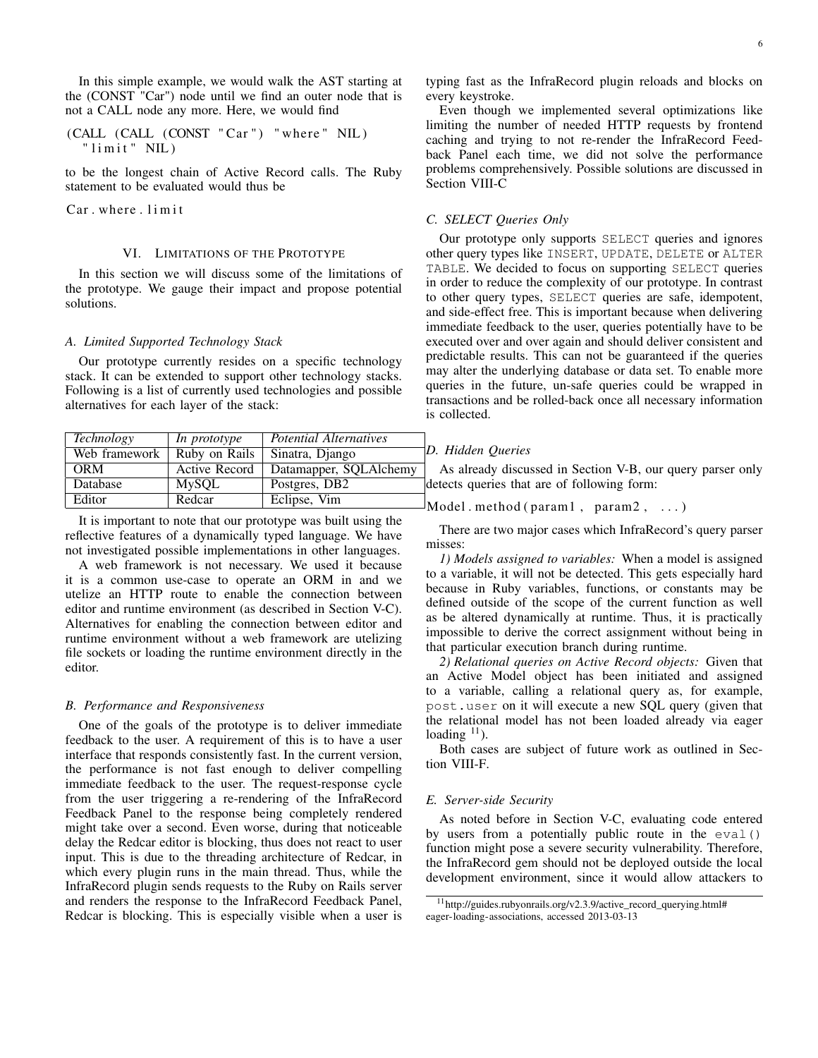In this simple example, we would walk the AST starting at the (CONST "Car") node until we find an outer node that is not a CALL node any more. Here, we would find

```
(CALL (CALL (CONST "Car") "where" NIL)
  "limit" NIL)
```

to be the longest chain of Active Record calls. The Ruby statement to be evaluated would thus be

```
Car.where.limit
```

## VI. Limitations of the Prototype

In this section we will discuss some of the limitations of the prototype. We gauge their impact and propose potential solutions.

### A. Limited Supported Technology Stack

Our prototype currently resides on a specific technology stack. It can be extended to support other technology stacks. Following is a list of currently used technologies and possible alternatives for each layer of the stack:

| *Technology* | *In prototype* | *Potential Alternatives* |
|---|---|---|
| Web framework | Ruby on Rails | Sinatra, Django |
| ORM | Active Record | Datamapper, SQLAlchemy |
| Database | MySQL | Postgres, DB2 |
| Editor | Redcar | Eclipse, Vim |

It is important to note that our prototype was built using the reflective features of a dynamically typed language. We have not investigated possible implementations in other languages.

A web framework is not necessary. We used it because it is a common use-case to operate an ORM in and we utelize an HTTP route to enable the connection between editor and runtime environment (as described in Section V-C). Alternatives for enabling the connection between editor and runtime environment without a web framework are utelizing file sockets or loading the runtime environment directly in the editor.

### B. Performance and Responsiveness

One of the goals of the prototype is to deliver immediate feedback to the user. A requirement of this is to have a user interface that responds consistently fast. In the current version, the performance is not fast enough to deliver compelling immediate feedback to the user. The request-response cycle from the user triggering a re-rendering of the InfraRecord Feedback Panel to the response being completely rendered might take over a second. Even worse, during that noticeable delay the Redcar editor is blocking, thus does not react to user input. This is due to the threading architecture of Redcar, in which every plugin runs in the main thread. Thus, while the InfraRecord plugin sends requests to the Ruby on Rails server and renders the response to the InfraRecord Feedback Panel, Redcar is blocking. This is especially visible when a user is typing fast as the InfraRecord plugin reloads and blocks on every keystroke.

Even though we implemented several optimizations like limiting the number of needed HTTP requests by frontend caching and trying to not re-render the InfraRecord Feedback Panel each time, we did not solve the performance problems comprehensively. Possible solutions are discussed in Section VIII-C

### C. SELECT Queries Only

Our prototype only supports `SELECT` queries and ignores other query types like `INSERT`, `UPDATE`, `DELETE` or `ALTER TABLE`. We decided to focus on supporting `SELECT` queries in order to reduce the complexity of our prototype. In contrast to other query types, `SELECT` queries are safe, idempotent, and side-effect free. This is important because when delivering immediate feedback to the user, queries potentially have to be executed over and over again and should deliver consistent and predictable results. This can not be guaranteed if the queries may alter the underlying database or data set. To enable more queries in the future, un-safe queries could be wrapped in transactions and be rolled-back once all necessary information is collected.

### D. Hidden Queries

As already discussed in Section V-B, our query parser only detects queries that are of following form:

```
Model.method(param1, param2, ...)
```

There are two major cases which InfraRecord's query parser misses:

*1) Models assigned to variables:* When a model is assigned to a variable, it will not be detected. This gets especially hard because in Ruby variables, functions, or constants may be defined outside of the scope of the current function as well as be altered dynamically at runtime. Thus, it is practically impossible to derive the correct assignment without being in that particular execution branch during runtime.

*2) Relational queries on Active Record objects:* Given that an Active Model object has been initiated and assigned to a variable, calling a relational query as, for example, `post.user` on it will execute a new SQL query (given that the relational model has not been loaded already via eager loading [11]).

Both cases are subject of future work as outlined in Section VIII-F.

### E. Server-side Security

As noted before in Section V-C, evaluating code entered by users from a potentially public route in the `eval()` function might pose a severe security vulnerability. Therefore, the InfraRecord gem should not be deployed outside the local development environment, since it would allow attackers to

[11] http://guides.rubyonrails.org/v2.3.9/active_record_querying.html#eager-loading-associations, accessed 2013-03-13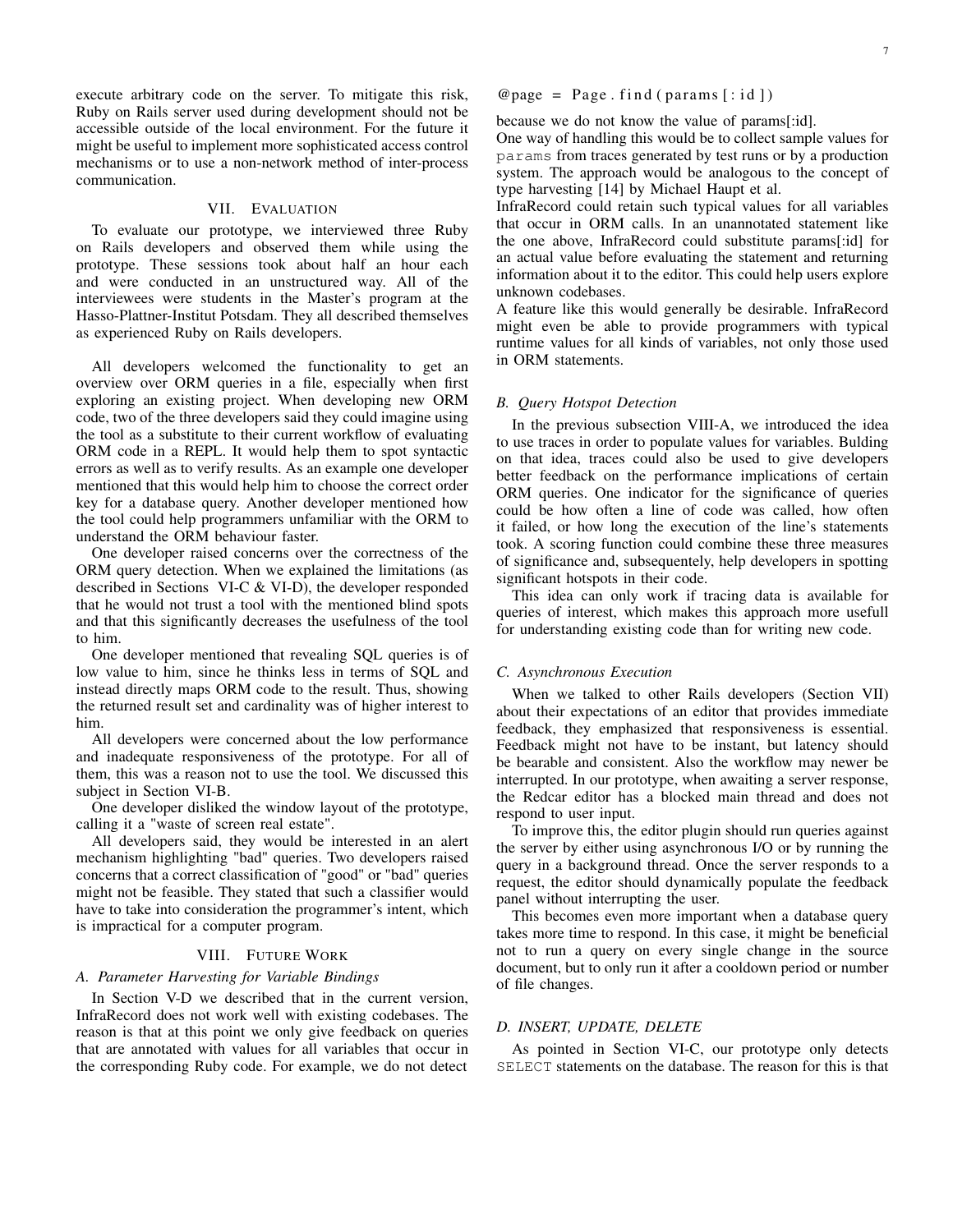execute arbitrary code on the server. To mitigate this risk, Ruby on Rails server used during development should not be accessible outside of the local environment. For the future it might be useful to implement more sophisticated access control mechanisms or to use a non-network method of inter-process communication.

## VII. Evaluation

To evaluate our prototype, we interviewed three Ruby on Rails developers and observed them while using the prototype. These sessions took about half an hour each and were conducted in an unstructured way. All of the interviewees were students in the Master's program at the Hasso-Plattner-Institut Potsdam. They all described themselves as experienced Ruby on Rails developers.

All developers welcomed the functionality to get an overview over ORM queries in a file, especially when first exploring an existing project. When developing new ORM code, two of the three developers said they could imagine using the tool as a substitute to their current workflow of evaluating ORM code in a REPL. It would help them to spot syntactic errors as well as to verify results. As an example one developer mentioned that this would help him to choose the correct order key for a database query. Another developer mentioned how the tool could help programmers unfamiliar with the ORM to understand the ORM behaviour faster.

One developer raised concerns over the correctness of the ORM query detection. When we explained the limitations (as described in Sections VI-C & VI-D), the developer responded that he would not trust a tool with the mentioned blind spots and that this significantly decreases the usefulness of the tool to him.

One developer mentioned that revealing SQL queries is of low value to him, since he thinks less in terms of SQL and instead directly maps ORM code to the result. Thus, showing the returned result set and cardinality was of higher interest to him.

All developers were concerned about the low performance and inadequate responsiveness of the prototype. For all of them, this was a reason not to use the tool. We discussed this subject in Section VI-B.

One developer disliked the window layout of the prototype, calling it a "waste of screen real estate".

All developers said, they would be interested in an alert mechanism highlighting "bad" queries. Two developers raised concerns that a correct classification of "good" or "bad" queries might not be feasible. They stated that such a classifier would have to take into consideration the programmer's intent, which is impractical for a computer program.

## VIII. Future Work

### A. Parameter Harvesting for Variable Bindings

In Section V-D we described that in the current version, InfraRecord does not work well with existing codebases. The reason is that at this point we only give feedback on queries that are annotated with values for all variables that occur in the corresponding Ruby code. For example, we do not detect

```
@page = Page.find(params[:id])
```

because we do not know the value of params[:id].

One way of handling this would be to collect sample values for `params` from traces generated by test runs or by a production system. The approach would be analogous to the concept of type harvesting [14] by Michael Haupt et al.

InfraRecord could retain such typical values for all variables that occur in ORM calls. In an unannotated statement like the one above, InfraRecord could substitute params[:id] for an actual value before evaluating the statement and returning information about it to the editor. This could help users explore unknown codebases.

A feature like this would generally be desirable. InfraRecord might even be able to provide programmers with typical runtime values for all kinds of variables, not only those used in ORM statements.

### B. Query Hotspot Detection

In the previous subsection VIII-A, we introduced the idea to use traces in order to populate values for variables. Bulding on that idea, traces could also be used to give developers better feedback on the performance implications of certain ORM queries. One indicator for the significance of queries could be how often a line of code was called, how often it failed, or how long the execution of the line's statements took. A scoring function could combine these three measures of significance and, subsequentely, help developers in spotting significant hotspots in their code.

This idea can only work if tracing data is available for queries of interest, which makes this approach more usefull for understanding existing code than for writing new code.

### C. Asynchronous Execution

When we talked to other Rails developers (Section VII) about their expectations of an editor that provides immediate feedback, they emphasized that responsiveness is essential. Feedback might not have to be instant, but latency should be bearable and consistent. Also the workflow may newer be interrupted. In our prototype, when awaiting a server response, the Redcar editor has a blocked main thread and does not respond to user input.

To improve this, the editor plugin should run queries against the server by either using asynchronous I/O or by running the query in a background thread. Once the server responds to a request, the editor should dynamically populate the feedback panel without interrupting the user.

This becomes even more important when a database query takes more time to respond. In this case, it might be beneficial not to run a query on every single change in the source document, but to only run it after a cooldown period or number of file changes.

### D. INSERT, UPDATE, DELETE

As pointed in Section VI-C, our prototype only detects `SELECT` statements on the database. The reason for this is that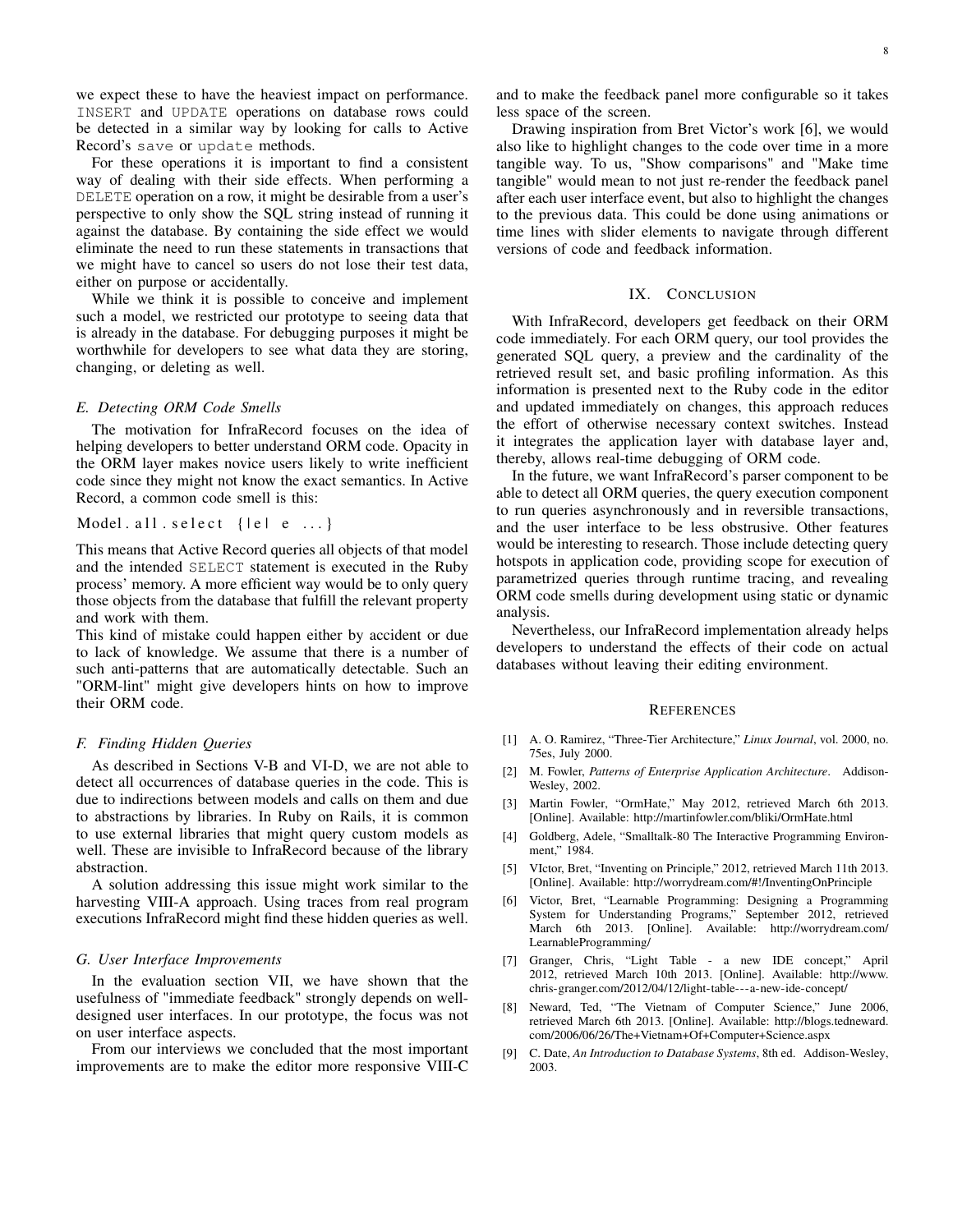we expect these to have the heaviest impact on performance. INSERT and UPDATE operations on database rows could be detected in a similar way by looking for calls to Active Record's save or update methods.

For these operations it is important to find a consistent way of dealing with their side effects. When performing a DELETE operation on a row, it might be desirable from a user's perspective to only show the SQL string instead of running it against the database. By containing the side effect we would eliminate the need to run these statements in transactions that we might have to cancel so users do not lose their test data, either on purpose or accidentally.

While we think it is possible to conceive and implement such a model, we restricted our prototype to seeing data that is already in the database. For debugging purposes it might be worthwhile for developers to see what data they are storing, changing, or deleting as well.

### *E. Detecting ORM Code Smells*

The motivation for InfraRecord focuses on the idea of helping developers to better understand ORM code. Opacity in the ORM layer makes novice users likely to write inefficient code since they might not know the exact semantics. In Active Record, a common code smell is this:

```
Model.all.select {|e| e ...}
```

This means that Active Record queries all objects of that model and the intended SELECT statement is executed in the Ruby process' memory. A more efficient way would be to only query those objects from the database that fulfill the relevant property and work with them.
This kind of mistake could happen either by accident or due to lack of knowledge. We assume that there is a number of such anti-patterns that are automatically detectable. Such an "ORM-lint" might give developers hints on how to improve their ORM code.

### *F. Finding Hidden Queries*

As described in Sections V-B and VI-D, we are not able to detect all occurrences of database queries in the code. This is due to indirections between models and calls on them and due to abstractions by libraries. In Ruby on Rails, it is common to use external libraries that might query custom models as well. These are invisible to InfraRecord because of the library abstraction.

A solution addressing this issue might work similar to the harvesting VIII-A approach. Using traces from real program executions InfraRecord might find these hidden queries as well.

### *G. User Interface Improvements*

In the evaluation section VII, we have shown that the usefulness of "immediate feedback" strongly depends on well-designed user interfaces. In our prototype, the focus was not on user interface aspects.

From our interviews we concluded that the most important improvements are to make the editor more responsive VIII-C and to make the feedback panel more configurable so it takes less space of the screen.

Drawing inspiration from Bret Victor's work [6], we would also like to highlight changes to the code over time in a more tangible way. To us, "Show comparisons" and "Make time tangible" would mean to not just re-render the feedback panel after each user interface event, but also to highlight the changes to the previous data. This could be done using animations or time lines with slider elements to navigate through different versions of code and feedback information.

## IX. Conclusion

With InfraRecord, developers get feedback on their ORM code immediately. For each ORM query, our tool provides the generated SQL query, a preview and the cardinality of the retrieved result set, and basic profiling information. As this information is presented next to the Ruby code in the editor and updated immediately on changes, this approach reduces the effort of otherwise necessary context switches. Instead it integrates the application layer with database layer and, thereby, allows real-time debugging of ORM code.

In the future, we want InfraRecord's parser component to be able to detect all ORM queries, the query execution component to run queries asynchronously and in reversible transactions, and the user interface to be less obstrusive. Other features would be interesting to research. Those include detecting query hotspots in application code, providing scope for execution of parametrized queries through runtime tracing, and revealing ORM code smells during development using static or dynamic analysis.

Nevertheless, our InfraRecord implementation already helps developers to understand the effects of their code on actual databases without leaving their editing environment.

## References

[1] A. O. Ramirez, "Three-Tier Architecture," *Linux Journal*, vol. 2000, no. 75es, July 2000.

[2] M. Fowler, *Patterns of Enterprise Application Architecture*. Addison-Wesley, 2002.

[3] Martin Fowler, "OrmHate," May 2012, retrieved March 6th 2013. [Online]. Available: http://martinfowler.com/bliki/OrmHate.html

[4] Goldberg, Adele, "Smalltalk-80 The Interactive Programming Environment," 1984.

[5] VIctor, Bret, "Inventing on Principle," 2012, retrieved March 11th 2013. [Online]. Available: http://worrydream.com/#!/InventingOnPrinciple

[6] Victor, Bret, "Learnable Programming: Designing a Programming System for Understanding Programs," September 2012, retrieved March 6th 2013. [Online]. Available: http://worrydream.com/LearnableProgramming/

[7] Granger, Chris, "Light Table - a new IDE concept," April 2012, retrieved March 10th 2013. [Online]. Available: http://www.chris-granger.com/2012/04/12/light-table---a-new-ide-concept/

[8] Neward, Ted, "The Vietnam of Computer Science," June 2006, retrieved March 6th 2013. [Online]. Available: http://blogs.tedneward.com/2006/06/26/The+Vietnam+Of+Computer+Science.aspx

[9] C. Date, *An Introduction to Database Systems*, 8th ed. Addison-Wesley, 2003.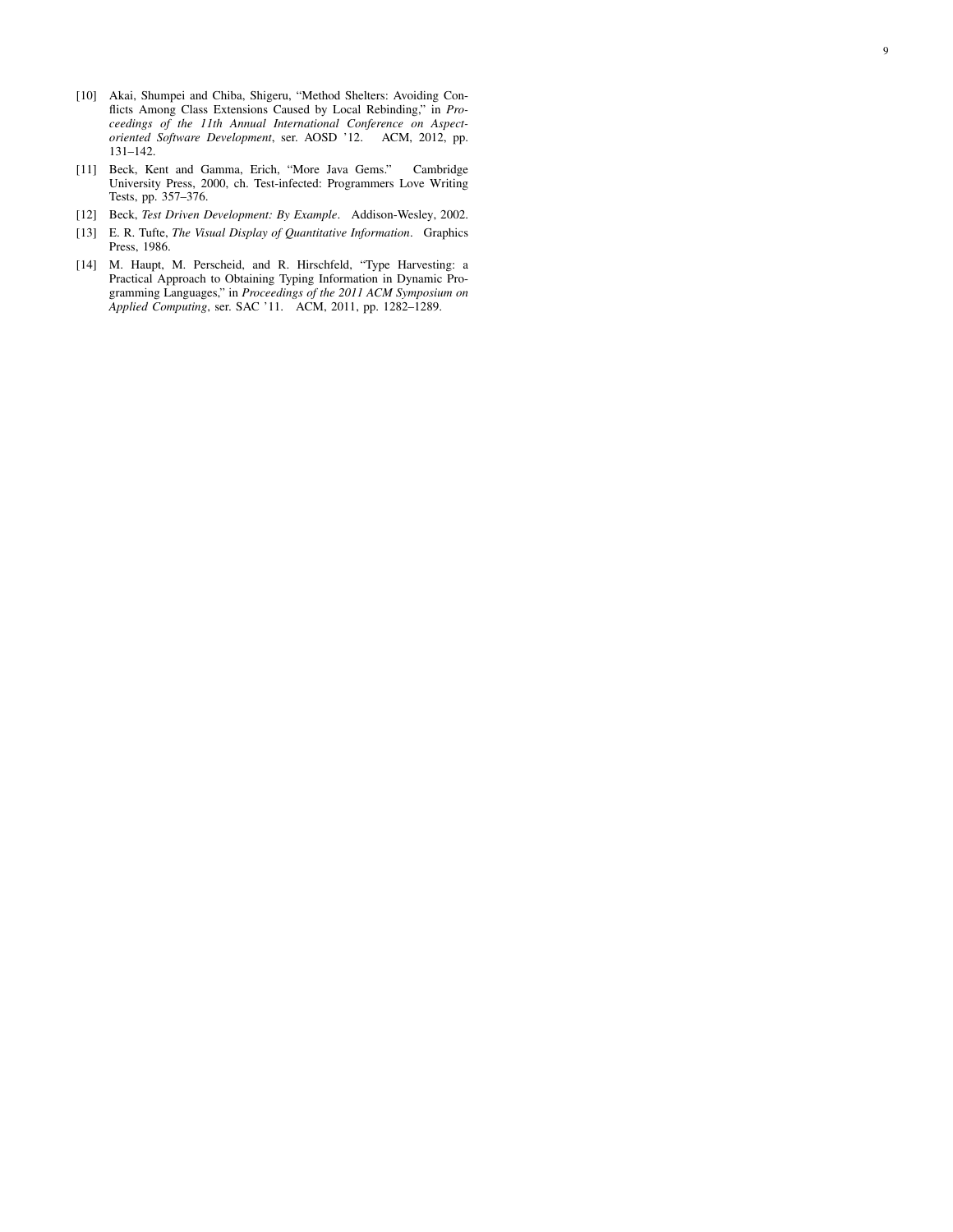[10] Akai, Shumpei and Chiba, Shigeru, "Method Shelters: Avoiding Conflicts Among Class Extensions Caused by Local Rebinding," in *Proceedings of the 11th Annual International Conference on Aspect-oriented Software Development*, ser. AOSD '12. ACM, 2012, pp. 131–142.

[11] Beck, Kent and Gamma, Erich, "More Java Gems." Cambridge University Press, 2000, ch. Test-infected: Programmers Love Writing Tests, pp. 357–376.

[12] Beck, *Test Driven Development: By Example*. Addison-Wesley, 2002.

[13] E. R. Tufte, *The Visual Display of Quantitative Information*. Graphics Press, 1986.

[14] M. Haupt, M. Perscheid, and R. Hirschfeld, "Type Harvesting: a Practical Approach to Obtaining Typing Information in Dynamic Programming Languages," in *Proceedings of the 2011 ACM Symposium on Applied Computing*, ser. SAC '11. ACM, 2011, pp. 1282–1289.